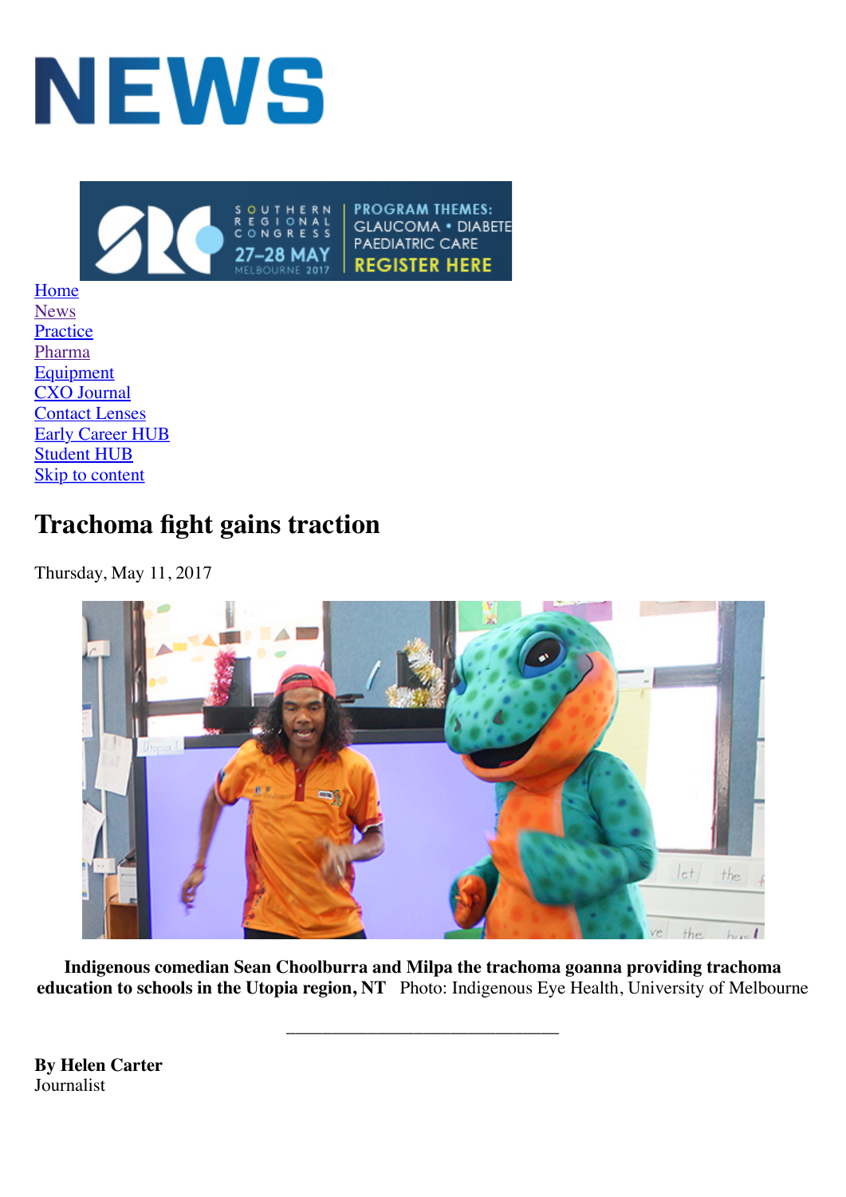# NEWS

- Home
- News
- Practice
- Pharma
- Equipment
- CXO Journal
- Contact Lenses
- Early Career HUB
- Student HUB
- Skip to content

## Trachoma fight gains traction

Thursday, May 11, 2017

**Indigenous comedian Sean Choolburra and Milpa the trachoma goanna providing trachoma education to schools in the Utopia region, NT** Photo: Indigenous Eye Health, University of Melbourne

**By Helen Carter**
Journalist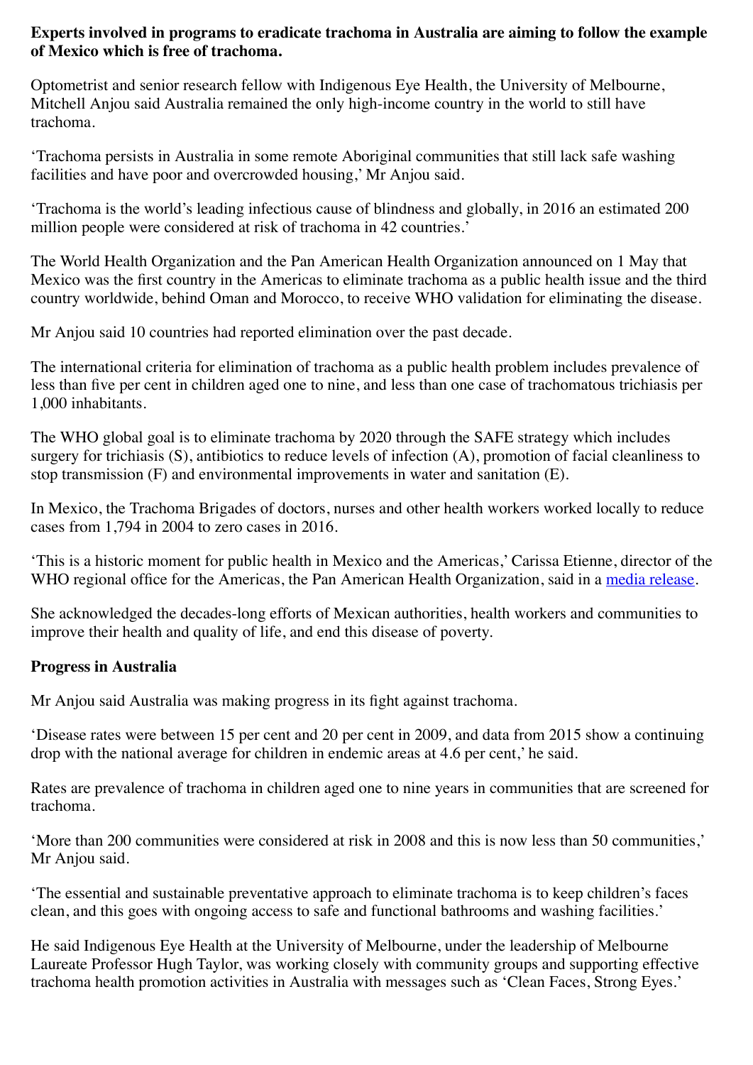**Experts involved in programs to eradicate trachoma in Australia are aiming to follow the example of Mexico which is free of trachoma.**

Optometrist and senior research fellow with Indigenous Eye Health, the University of Melbourne, Mitchell Anjou said Australia remained the only high-income country in the world to still have trachoma.

'Trachoma persists in Australia in some remote Aboriginal communities that still lack safe washing facilities and have poor and overcrowded housing,' Mr Anjou said.

'Trachoma is the world's leading infectious cause of blindness and globally, in 2016 an estimated 200 million people were considered at risk of trachoma in 42 countries.'

The World Health Organization and the Pan American Health Organization announced on 1 May that Mexico was the first country in the Americas to eliminate trachoma as a public health issue and the third country worldwide, behind Oman and Morocco, to receive WHO validation for eliminating the disease.

Mr Anjou said 10 countries had reported elimination over the past decade.

The international criteria for elimination of trachoma as a public health problem includes prevalence of less than five per cent in children aged one to nine, and less than one case of trachomatous trichiasis per 1,000 inhabitants.

The WHO global goal is to eliminate trachoma by 2020 through the SAFE strategy which includes surgery for trichiasis (S), antibiotics to reduce levels of infection (A), promotion of facial cleanliness to stop transmission (F) and environmental improvements in water and sanitation (E).

In Mexico, the Trachoma Brigades of doctors, nurses and other health workers worked locally to reduce cases from 1,794 in 2004 to zero cases in 2016.

'This is a historic moment for public health in Mexico and the Americas,' Carissa Etienne, director of the WHO regional office for the Americas, the Pan American Health Organization, said in a media release.

She acknowledged the decades-long efforts of Mexican authorities, health workers and communities to improve their health and quality of life, and end this disease of poverty.

**Progress in Australia**

Mr Anjou said Australia was making progress in its fight against trachoma.

'Disease rates were between 15 per cent and 20 per cent in 2009, and data from 2015 show a continuing drop with the national average for children in endemic areas at 4.6 per cent,' he said.

Rates are prevalence of trachoma in children aged one to nine years in communities that are screened for trachoma.

'More than 200 communities were considered at risk in 2008 and this is now less than 50 communities,' Mr Anjou said.

'The essential and sustainable preventative approach to eliminate trachoma is to keep children's faces clean, and this goes with ongoing access to safe and functional bathrooms and washing facilities.'

He said Indigenous Eye Health at the University of Melbourne, under the leadership of Melbourne Laureate Professor Hugh Taylor, was working closely with community groups and supporting effective trachoma health promotion activities in Australia with messages such as 'Clean Faces, Strong Eyes.'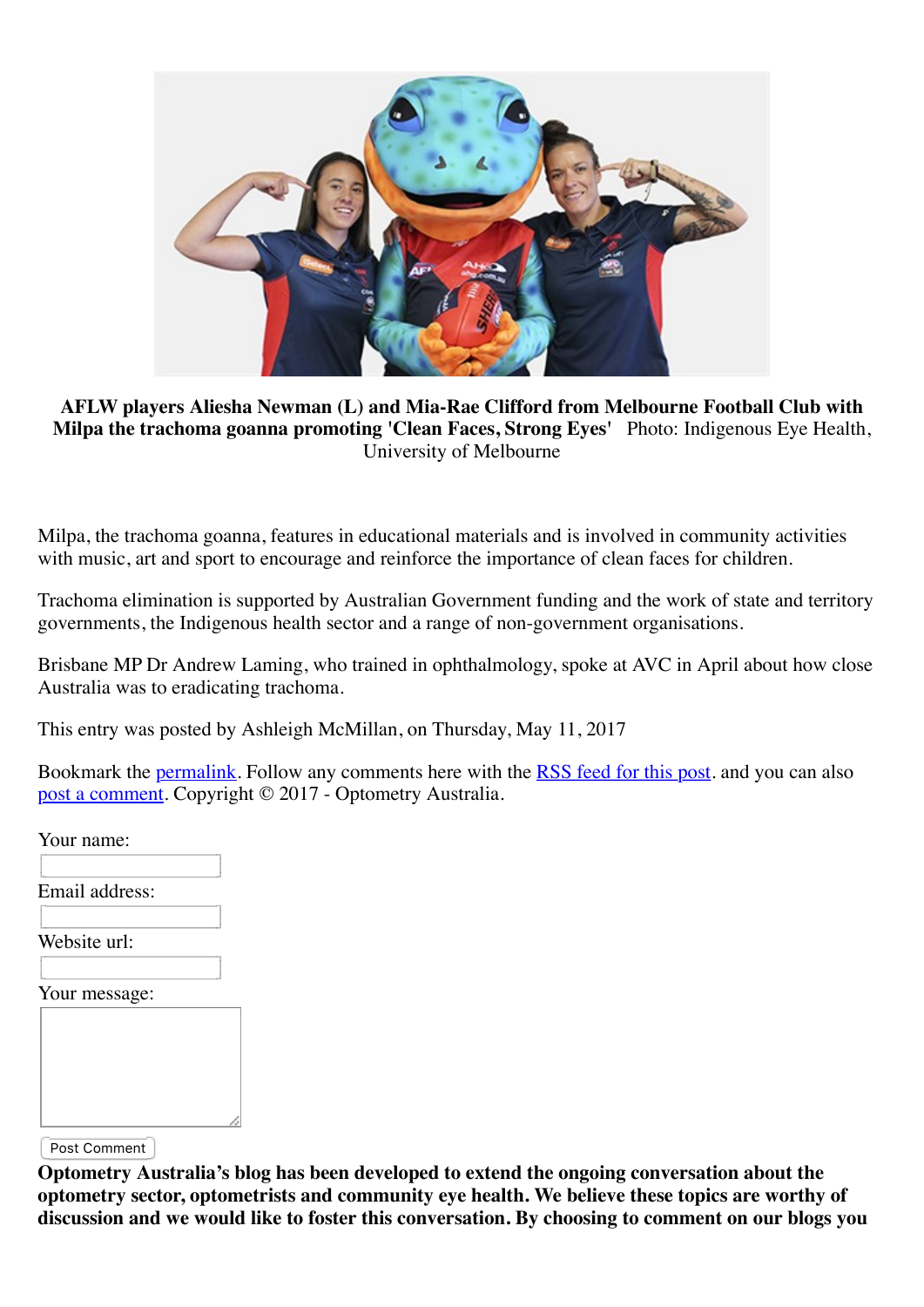**AFLW players Aliesha Newman (L) and Mia-Rae Clifford from Melbourne Football Club with Milpa the trachoma goanna promoting 'Clean Faces, Strong Eyes'** Photo: Indigenous Eye Health, University of Melbourne

Milpa, the trachoma goanna, features in educational materials and is involved in community activities with music, art and sport to encourage and reinforce the importance of clean faces for children.

Trachoma elimination is supported by Australian Government funding and the work of state and territory governments, the Indigenous health sector and a range of non-government organisations.

Brisbane MP Dr Andrew Laming, who trained in ophthalmology, spoke at AVC in April about how close Australia was to eradicating trachoma.

This entry was posted by Ashleigh McMillan, on Thursday, May 11, 2017

Bookmark the permalink. Follow any comments here with the RSS feed for this post. and you can also post a comment. Copyright © 2017 - Optometry Australia.

Your name:

Email address:

Website url:

Your message:

Post Comment

**Optometry Australia's blog has been developed to extend the ongoing conversation about the optometry sector, optometrists and community eye health. We believe these topics are worthy of discussion and we would like to foster this conversation. By choosing to comment on our blogs you**